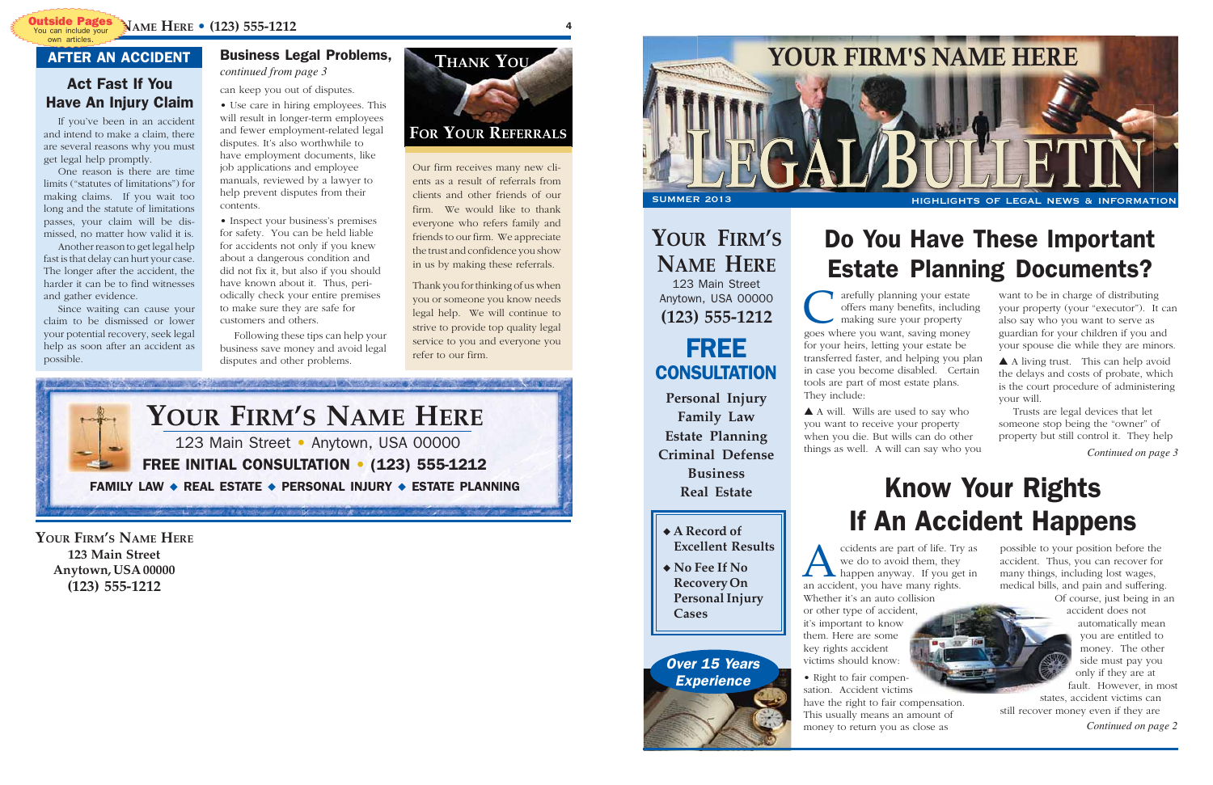Outside Pages
You can include your own articles.

## AFTER AN ACCIDENT

### Act Fast If You Have An Injury Claim

If you've been in an accident and intend to make a claim, there are several reasons why you must get legal help promptly.

One reason is there are time limits ("statutes of limitations") for making claims. If you wait too long and the statute of limitations passes, your claim will be dismissed, no matter how valid it is.

Another reason to get legal help fast is that delay can hurt your case. The longer after the accident, the harder it can be to find witnesses and gather evidence.

Since waiting can cause your claim to be dismissed or lower your potential recovery, seek legal help as soon after an accident as possible.

### Business Legal Problems,

*continued from page 3*

can keep you out of disputes.

- Use care in hiring employees. This will result in longer-term employees and fewer employment-related legal disputes. It's also worthwhile to have employment documents, like job applications and employee manuals, reviewed by a lawyer to help prevent disputes from their contents.
- Inspect your business's premises for safety. You can be held liable for accidents not only if you knew about a dangerous condition and did not fix it, but also if you should have known about it. Thus, periodically check your entire premises to make sure they are safe for customers and others.

Following these tips can help your business save money and avoid legal disputes and other problems.

### THANK YOU FOR YOUR REFERRALS

Our firm receives many new clients as a result of referrals from clients and other friends of our firm. We would like to thank everyone who refers family and friends to our firm. We appreciate the trust and confidence you show in us by making these referrals.

Thank you for thinking of us when you or someone you know needs legal help. We will continue to strive to provide top quality legal service to you and everyone you refer to our firm.

## YOUR FIRM'S NAME HERE

123 Main Street • Anytown, USA 00000

**FREE INITIAL CONSULTATION • (123) 555-1212**

**FAMILY LAW ◆ REAL ESTATE ◆ PERSONAL INJURY ◆ ESTATE PLANNING**

YOUR FIRM'S NAME HERE
**123 Main Street**
**Anytown, USA 00000**
**(123) 555-1212**

# YOUR FIRM'S NAME HERE
# LEGAL BULLETIN

SUMMER 2013 — HIGHLIGHTS OF LEGAL NEWS & INFORMATION

**YOUR FIRM'S NAME HERE**
123 Main Street
Anytown, USA 00000
**(123) 555-1212**

**FREE CONSULTATION**

**Personal Injury**
**Family Law**
**Estate Planning**
**Criminal Defense**
**Business**
**Real Estate**

- **A Record of Excellent Results**
- **No Fee If No Recovery On Personal Injury Cases**

***Over 15 Years Experience***

## Do You Have These Important Estate Planning Documents?

Carefully planning your estate offers many benefits, including making sure your property goes where you want, saving money for your heirs, letting your estate be transferred faster, and helping you plan in case you become disabled. Certain tools are part of most estate plans. They include:

▲ A will. Wills are used to say who you want to receive your property when you die. But wills can do other things as well. A will can say who you want to be in charge of distributing your property (your "executor"). It can also say who you want to serve as guardian for your children if you and your spouse die while they are minors.

▲ A living trust. This can help avoid the delays and costs of probate, which is the court procedure of administering your will.

Trusts are legal devices that let someone stop being the "owner" of property but still control it. They help

*Continued on page 3*

## Know Your Rights If An Accident Happens

Accidents are part of life. Try as we do to avoid them, they happen anyway. If you get in an accident, you have many rights. Whether it's an auto collision or other type of accident, it's important to know them. Here are some key rights accident victims should know:

- Right to fair compensation. Accident victims have the right to fair compensation. This usually means an amount of money to return you as close as possible to your position before the accident. Thus, you can recover for many things, including lost wages, medical bills, and pain and suffering.

Of course, just being in an accident does not automatically mean you are entitled to money. The other side must pay you only if they are at fault. However, in most states, accident victims can still recover money even if they are

*Continued on page 2*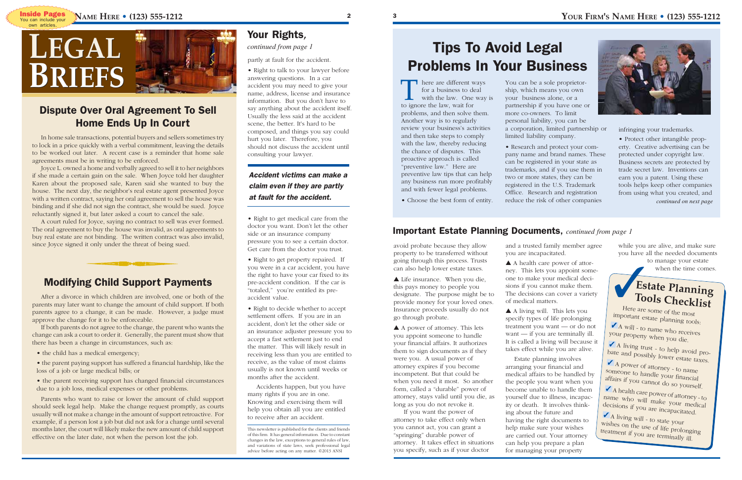Inside Pages
You can include your own articles.

# LEGAL BRIEFS

## Dispute Over Oral Agreement To Sell Home Ends Up In Court

In home sale transactions, potential buyers and sellers sometimes try to lock in a price quickly with a verbal commitment, leaving the details to be worked out later. A recent case is a reminder that home sale agreements must be in writing to be enforced.

Joyce L. owned a home and verbally agreed to sell it to her neighbors if she made a certain gain on the sale. When Joyce told her daughter Karen about the proposed sale, Karen said she wanted to buy the house. The next day, the neighbor's real estate agent presented Joyce with a written contract, saying her oral agreement to sell the house was binding and if she did not sign the contract, she would be sued. Joyce reluctantly signed it, but later asked a court to cancel the sale.

A court ruled for Joyce, saying no contract to sell was ever formed. The oral agreement to buy the house was invalid, as oral agreements to buy real estate are not binding. The written contract was also invalid, since Joyce signed it only under the threat of being sued.

## Modifying Child Support Payments

After a divorce in which children are involved, one or both of the parents may later want to change the amount of child support. If both parents agree to a change, it can be made. However, a judge must approve the change for it to be enforceable.

If both parents do not agree to the change, the parent who wants the change can ask a court to order it. Generally, the parent must show that there has been a change in circumstances, such as:

- the child has a medical emergency;
- the parent paying support has suffered a financial hardship, like the loss of a job or large medical bills; or
- the parent receiving support has changed financial circumstances due to a job loss, medical expenses or other problems.

Parents who want to raise or lower the amount of child support should seek legal help. Make the change request promptly, as courts usually will not make a change in the amount of support retroactive. For example, if a person lost a job but did not ask for a change until several months later, the court will likely make the new amount of child support effective on the later date, not when the person lost the job.

## Your Rights,

*continued from page 1*

partly at fault for the accident.

- Right to talk to your lawyer before answering questions. In a car accident you may need to give your name, address, license and insurance information. But you don't have to say anything about the accident itself. Usually the less said at the accident scene, the better. It's hard to be composed, and things you say could hurt you later. Therefore, you should not discuss the accident until consulting your lawyer.

***Accident victims can make a claim even if they are partly at fault for the accident.***

- Right to get medical care from the doctor you want. Don't let the other side or an insurance company pressure you to see a certain doctor. Get care from the doctor you trust.
- Right to get property repaired. If you were in a car accident, you have the right to have your car fixed to its pre-accident condition. If the car is "totaled," you're entitled its pre-accident value.
- Right to decide whether to accept settlement offers. If you are in an accident, don't let the other side or an insurance adjuster pressure you to accept a fast settlement just to end the matter. This will likely result in receiving less than you are entitled to receive, as the value of most claims usually is not known until weeks or months after the accident.

Accidents happen, but you have many rights if you are in one. Knowing and exercising them will help you obtain all you are entitled to receive after an accident.

This newsletter is published for the clients and friends of this firm. It has general information. Due to constant changes in the law, exceptions to general rules of law, and variations of state laws, seek professional legal advice before acting on any matter. ©2013 ANSI

# Tips To Avoid Legal Problems In Your Business

There are different ways for a business to deal with the law. One way is to ignore the law, wait for problems, and then solve them. Another way is to regularly review your business's activities and then take steps to comply with the law, thereby reducing the chance of disputes. This proactive approach is called "preventive law." Here are preventive law tips that can help any business run more profitably and with fewer legal problems.

- Choose the best form of entity. You can be a sole proprietorship, which means you own your business alone, or a partnership if you have one or more co-owners. To limit personal liability, you can be a corporation, limited partnership or limited liability company.
- Research and protect your company and brand names. These can be registered in your state as trademarks, and if you use them in two or more states, they can be registered in the U.S. Trademark Office. Research and registration reduce the risk of other companies infringing your trademarks.
- Protect other intangible property. Creative advertising can be protected under copyright law. Business secrets are protected by trade secret law. Inventions can earn you a patent. Using these tools helps keep other companies from using what you created, and

*continued on next page*

## Important Estate Planning Documents, *continued from page 1*

avoid probate because they allow property to be transferred without going through this process. Trusts can also help lower estate taxes.

▲ Life insurance. When you die, this pays money to people you designate. The purpose might be to provide money for your loved ones. Insurance proceeds usually do not go through probate.

▲ A power of attorney. This lets you appoint someone to handle your financial affairs. It authorizes them to sign documents as if they were you. A usual power of attorney expires if you become incompetent. But that could be when you need it most. So another form, called a "durable" power of attorney, stays valid until you die, as long as you do not revoke it.

If you want the power of attorney to take effect only when you cannot act, you can grant a "springing" durable power of attorney. It takes effect in situations you specify, such as if your doctor and a trusted family member agree you are incapacitated.

▲ A health care power of attorney. This lets you appoint someone to make your medical decisions if you cannot make them. The decisions can cover a variety of medical matters.

▲ A living will. This lets you specify types of life prolonging treatment you want — or do not want — if you are terminally ill. It is called a living will because it takes effect while you are alive.

Estate planning involves arranging your financial and medical affairs to be handled by the people you want when you become unable to handle them yourself due to illness, incapacity or death. It involves thinking about the future and having the right documents to help make sure your wishes are carried out. Your attorney can help you prepare a plan for managing your property while you are alive, and make sure you have all the needed documents to manage your estate when the time comes.

### Estate Planning Tools Checklist

Here are some of the most important estate planning tools:

- ✔ A will - to name who receives your property when you die.
- ✔ A living trust - to help avoid probate and possibly lower estate taxes.
- ✔ A power of attorney - to name someone to handle your financial affairs if you cannot do so yourself.
- ✔ A health care power of attorney - to name who will make your medical decisions if you are incapacitated.
- ✔ A living will - to state your wishes on the use of life prolonging treatment if you are terminally ill.